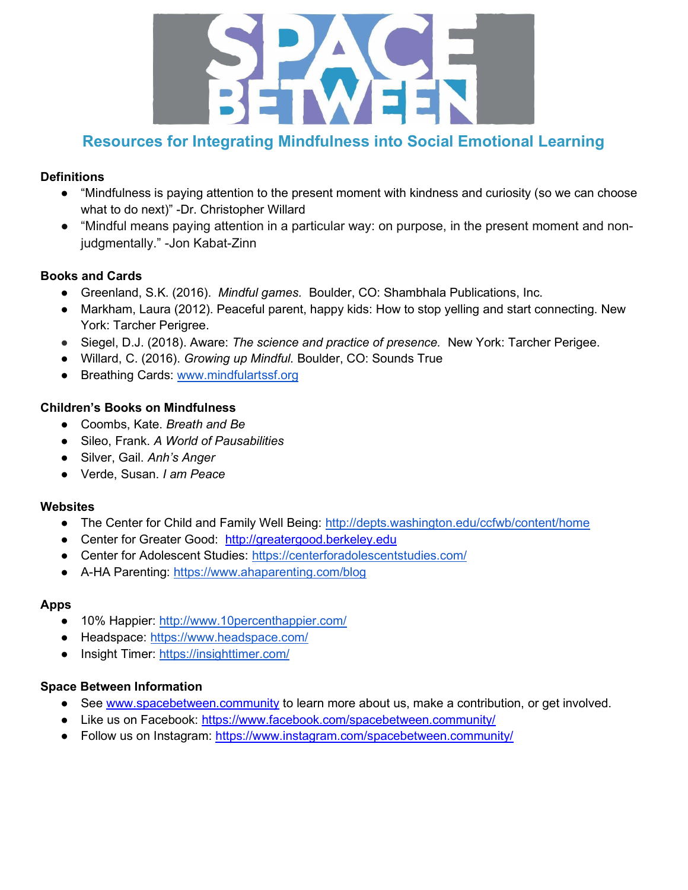# SPACE BETWEEN

## Resources for Integrating Mindfulness into Social Emotional Learning

### Definitions

- "Mindfulness is paying attention to the present moment with kindness and curiosity (so we can choose what to do next)" -Dr. Christopher Willard
- "Mindful means paying attention in a particular way: on purpose, in the present moment and non-judgmentally." -Jon Kabat-Zinn

### Books and Cards

- Greenland, S.K. (2016). *Mindful games.* Boulder, CO: Shambhala Publications, Inc.
- Markham, Laura (2012). Peaceful parent, happy kids: How to stop yelling and start connecting. New York: Tarcher Perigree.
- Siegel, D.J. (2018). Aware: *The science and practice of presence.* New York: Tarcher Perigee.
- Willard, C. (2016). *Growing up Mindful.* Boulder, CO: Sounds True
- Breathing Cards: [www.mindfulartssf.org](www.mindfulartssf.org)

### Children's Books on Mindfulness

- Coombs, Kate. *Breath and Be*
- Sileo, Frank. *A World of Pausabilities*
- Silver, Gail. *Anh's Anger*
- Verde, Susan. *I am Peace*

### Websites

- The Center for Child and Family Well Being: [http://depts.washington.edu/ccfwb/content/home](http://depts.washington.edu/ccfwb/content/home)
- Center for Greater Good: [http://greatergood.berkeley.edu](http://greatergood.berkeley.edu)
- Center for Adolescent Studies: [https://centerforadolescentstudies.com/](https://centerforadolescentstudies.com/)
- A-HA Parenting: [https://www.ahaparenting.com/blog](https://www.ahaparenting.com/blog)

### Apps

- 10% Happier: [http://www.10percenthappier.com/](http://www.10percenthappier.com/)
- Headspace: [https://www.headspace.com/](https://www.headspace.com/)
- Insight Timer: [https://insighttimer.com/](https://insighttimer.com/)

### Space Between Information

- See [www.spacebetween.community](www.spacebetween.community) to learn more about us, make a contribution, or get involved.
- Like us on Facebook: [https://www.facebook.com/spacebetween.community/](https://www.facebook.com/spacebetween.community/)
- Follow us on Instagram: [https://www.instagram.com/spacebetween.community/](https://www.instagram.com/spacebetween.community/)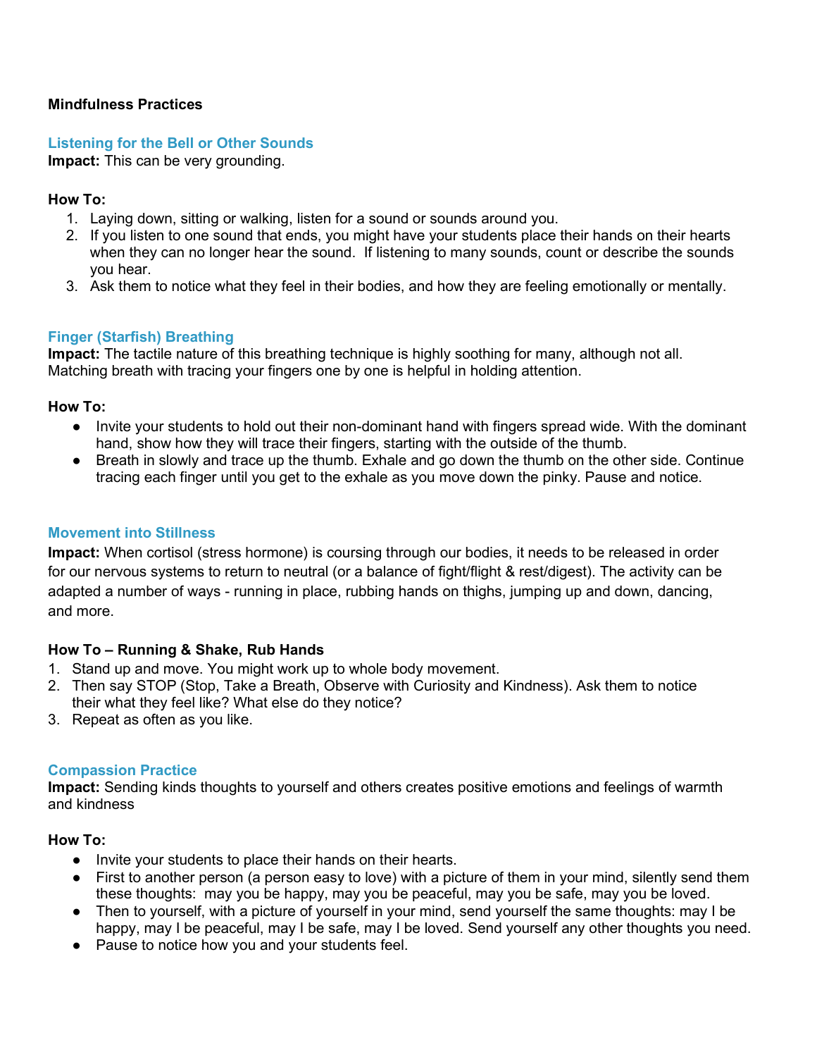**Mindfulness Practices**

### Listening for the Bell or Other Sounds

**Impact:** This can be very grounding.

**How To:**

1. Laying down, sitting or walking, listen for a sound or sounds around you.
2. If you listen to one sound that ends, you might have your students place their hands on their hearts when they can no longer hear the sound. If listening to many sounds, count or describe the sounds you hear.
3. Ask them to notice what they feel in their bodies, and how they are feeling emotionally or mentally.

### Finger (Starfish) Breathing

**Impact:** The tactile nature of this breathing technique is highly soothing for many, although not all. Matching breath with tracing your fingers one by one is helpful in holding attention.

**How To:**

- Invite your students to hold out their non-dominant hand with fingers spread wide. With the dominant hand, show how they will trace their fingers, starting with the outside of the thumb.
- Breath in slowly and trace up the thumb. Exhale and go down the thumb on the other side. Continue tracing each finger until you get to the exhale as you move down the pinky. Pause and notice.

### Movement into Stillness

**Impact:** When cortisol (stress hormone) is coursing through our bodies, it needs to be released in order for our nervous systems to return to neutral (or a balance of fight/flight & rest/digest). The activity can be adapted a number of ways - running in place, rubbing hands on thighs, jumping up and down, dancing, and more.

**How To – Running & Shake, Rub Hands**

1. Stand up and move. You might work up to whole body movement.
2. Then say STOP (Stop, Take a Breath, Observe with Curiosity and Kindness). Ask them to notice their what they feel like? What else do they notice?
3. Repeat as often as you like.

### Compassion Practice

**Impact:** Sending kinds thoughts to yourself and others creates positive emotions and feelings of warmth and kindness

**How To:**

- Invite your students to place their hands on their hearts.
- First to another person (a person easy to love) with a picture of them in your mind, silently send them these thoughts: may you be happy, may you be peaceful, may you be safe, may you be loved.
- Then to yourself, with a picture of yourself in your mind, send yourself the same thoughts: may I be happy, may I be peaceful, may I be safe, may I be loved. Send yourself any other thoughts you need.
- Pause to notice how you and your students feel.